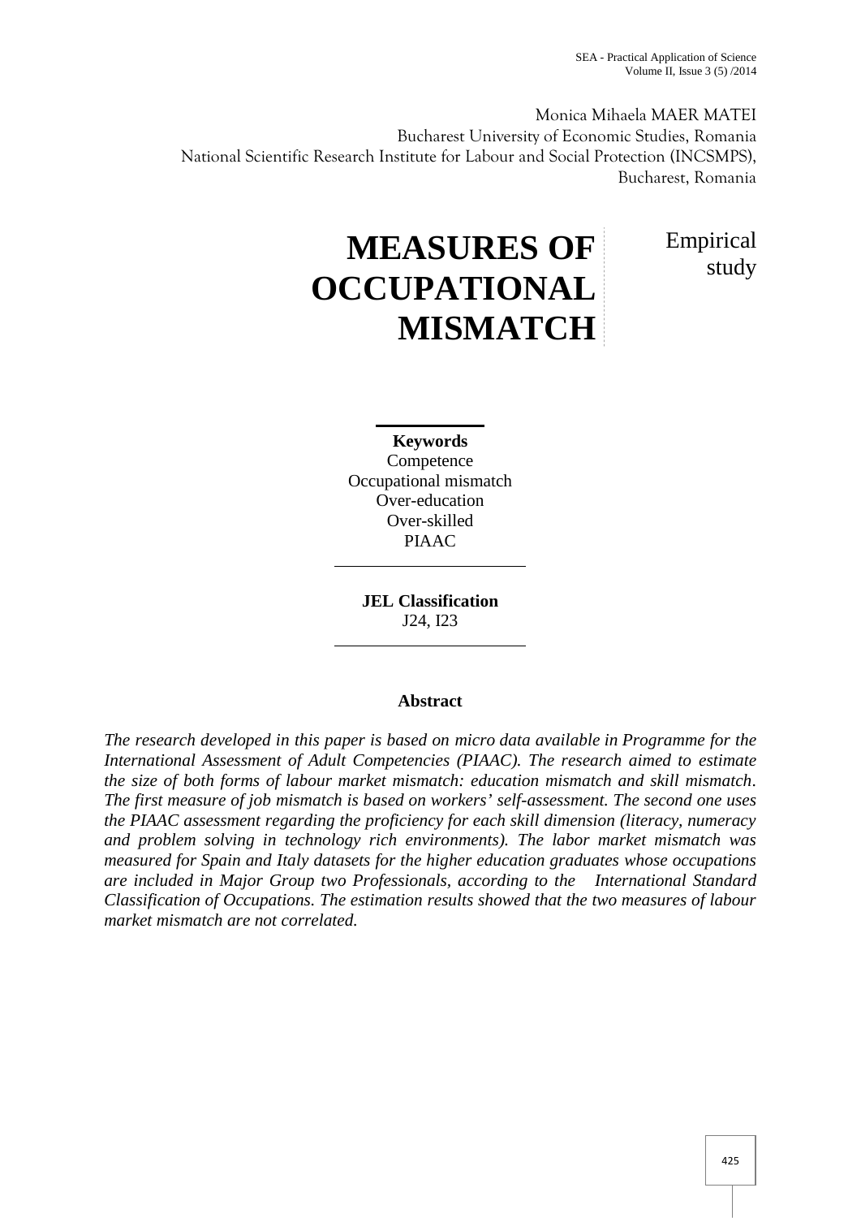Monica Mihaela MAER MATEI
Bucharest University of Economic Studies, Romania
National Scientific Research Institute for Labour and Social Protection (INCSMPS), Bucharest, Romania

# MEASURES OF OCCUPATIONAL MISMATCH

Empirical study

**Keywords**
Competence
Occupational mismatch
Over-education
Over-skilled
PIAAC

**JEL Classification**
J24, I23

**Abstract**

*The research developed in this paper is based on micro data available in Programme for the International Assessment of Adult Competencies (PIAAC). The research aimed to estimate the size of both forms of labour market mismatch: education mismatch and skill mismatch. The first measure of job mismatch is based on workers' self-assessment. The second one uses the PIAAC assessment regarding the proficiency for each skill dimension (literacy, numeracy and problem solving in technology rich environments). The labor market mismatch was measured for Spain and Italy datasets for the higher education graduates whose occupations are included in Major Group two Professionals, according to the International Standard Classification of Occupations. The estimation results showed that the two measures of labour market mismatch are not correlated.*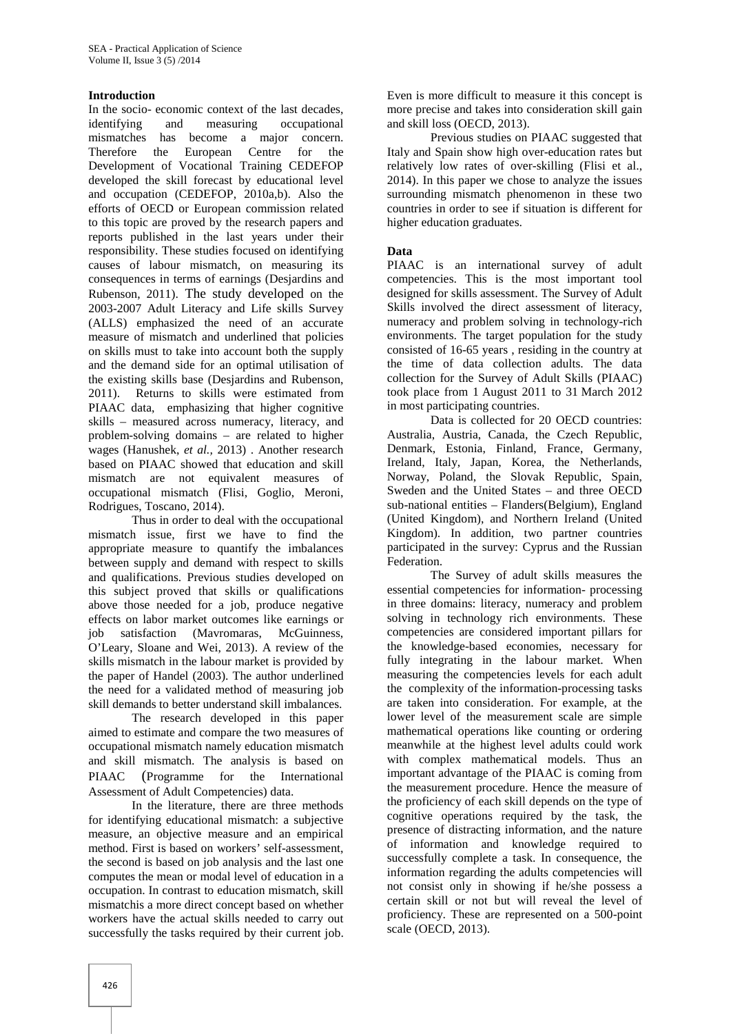## Introduction

In the socio- economic context of the last decades, identifying and measuring occupational mismatches has become a major concern. Therefore the European Centre for the Development of Vocational Training CEDEFOP developed the skill forecast by educational level and occupation (CEDEFOP, 2010a,b). Also the efforts of OECD or European commission related to this topic are proved by the research papers and reports published in the last years under their responsibility. These studies focused on identifying causes of labour mismatch, on measuring its consequences in terms of earnings (Desjardins and Rubenson, 2011). The study developed on the 2003-2007 Adult Literacy and Life skills Survey (ALLS) emphasized the need of an accurate measure of mismatch and underlined that policies on skills must to take into account both the supply and the demand side for an optimal utilisation of the existing skills base (Desjardins and Rubenson, 2011). Returns to skills were estimated from PIAAC data, emphasizing that higher cognitive skills – measured across numeracy, literacy, and problem-solving domains – are related to higher wages (Hanushek, *et al.*, 2013) . Another research based on PIAAC showed that education and skill mismatch are not equivalent measures of occupational mismatch (Flisi, Goglio, Meroni, Rodrigues, Toscano, 2014).

Thus in order to deal with the occupational mismatch issue, first we have to find the appropriate measure to quantify the imbalances between supply and demand with respect to skills and qualifications. Previous studies developed on this subject proved that skills or qualifications above those needed for a job, produce negative effects on labor market outcomes like earnings or job satisfaction (Mavromaras, McGuinness, O'Leary, Sloane and Wei, 2013). A review of the skills mismatch in the labour market is provided by the paper of Handel (2003). The author underlined the need for a validated method of measuring job skill demands to better understand skill imbalances.

The research developed in this paper aimed to estimate and compare the two measures of occupational mismatch namely education mismatch and skill mismatch. The analysis is based on PIAAC (Programme for the International Assessment of Adult Competencies) data.

In the literature, there are three methods for identifying educational mismatch: a subjective measure, an objective measure and an empirical method. First is based on workers' self-assessment, the second is based on job analysis and the last one computes the mean or modal level of education in a occupation. In contrast to education mismatch, skill mismatchis a more direct concept based on whether workers have the actual skills needed to carry out successfully the tasks required by their current job. Even is more difficult to measure it this concept is more precise and takes into consideration skill gain and skill loss (OECD, 2013).

Previous studies on PIAAC suggested that Italy and Spain show high over-education rates but relatively low rates of over-skilling (Flisi et al., 2014). In this paper we chose to analyze the issues surrounding mismatch phenomenon in these two countries in order to see if situation is different for higher education graduates.

## Data

PIAAC is an international survey of adult competencies. This is the most important tool designed for skills assessment. The Survey of Adult Skills involved the direct assessment of literacy, numeracy and problem solving in technology-rich environments. The target population for the study consisted of 16-65 years , residing in the country at the time of data collection adults. The data collection for the Survey of Adult Skills (PIAAC) took place from 1 August 2011 to 31 March 2012 in most participating countries.

Data is collected for 20 OECD countries: Australia, Austria, Canada, the Czech Republic, Denmark, Estonia, Finland, France, Germany, Ireland, Italy, Japan, Korea, the Netherlands, Norway, Poland, the Slovak Republic, Spain, Sweden and the United States – and three OECD sub-national entities – Flanders(Belgium), England (United Kingdom), and Northern Ireland (United Kingdom). In addition, two partner countries participated in the survey: Cyprus and the Russian Federation.

The Survey of adult skills measures the essential competencies for information- processing in three domains: literacy, numeracy and problem solving in technology rich environments. These competencies are considered important pillars for the knowledge-based economies, necessary for fully integrating in the labour market. When measuring the competencies levels for each adult the complexity of the information-processing tasks are taken into consideration. For example, at the lower level of the measurement scale are simple mathematical operations like counting or ordering meanwhile at the highest level adults could work with complex mathematical models. Thus an important advantage of the PIAAC is coming from the measurement procedure. Hence the measure of the proficiency of each skill depends on the type of cognitive operations required by the task, the presence of distracting information, and the nature of information and knowledge required to successfully complete a task. In consequence, the information regarding the adults competencies will not consist only in showing if he/she possess a certain skill or not but will reveal the level of proficiency. These are represented on a 500-point scale (OECD, 2013).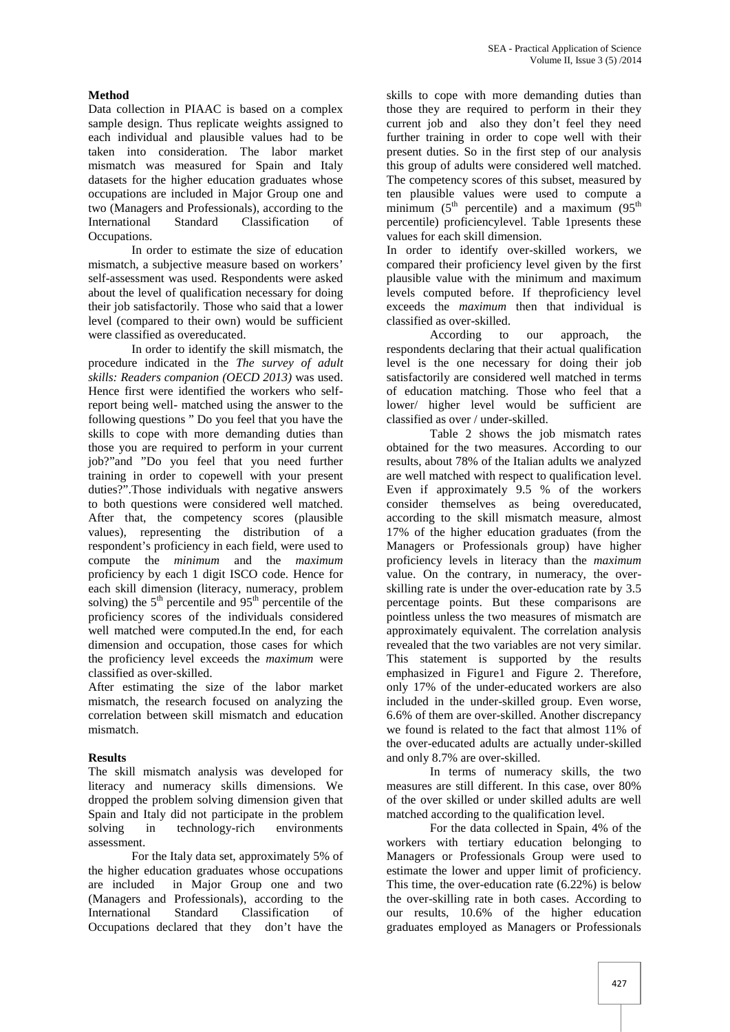## Method

Data collection in PIAAC is based on a complex sample design. Thus replicate weights assigned to each individual and plausible values had to be taken into consideration. The labor market mismatch was measured for Spain and Italy datasets for the higher education graduates whose occupations are included in Major Group one and two (Managers and Professionals), according to the International Standard Classification of Occupations.

In order to estimate the size of education mismatch, a subjective measure based on workers' self-assessment was used. Respondents were asked about the level of qualification necessary for doing their job satisfactorily. Those who said that a lower level (compared to their own) would be sufficient were classified as overeducated.

In order to identify the skill mismatch, the procedure indicated in the *The survey of adult skills: Readers companion (OECD 2013)* was used. Hence first were identified the workers who self-report being well- matched using the answer to the following questions " Do you feel that you have the skills to cope with more demanding duties than those you are required to perform in your current job?"and "Do you feel that you need further training in order to copewell with your present duties?".Those individuals with negative answers to both questions were considered well matched. After that, the competency scores (plausible values), representing the distribution of a respondent's proficiency in each field, were used to compute the *minimum* and the *maximum* proficiency by each 1 digit ISCO code. Hence for each skill dimension (literacy, numeracy, problem solving) the 5<sup>th</sup> percentile and 95<sup>th</sup> percentile of the proficiency scores of the individuals considered well matched were computed.In the end, for each dimension and occupation, those cases for which the proficiency level exceeds the *maximum* were classified as over-skilled.

After estimating the size of the labor market mismatch, the research focused on analyzing the correlation between skill mismatch and education mismatch.

## Results

The skill mismatch analysis was developed for literacy and numeracy skills dimensions. We dropped the problem solving dimension given that Spain and Italy did not participate in the problem solving in technology-rich environments assessment.

For the Italy data set, approximately 5% of the higher education graduates whose occupations are included in Major Group one and two (Managers and Professionals), according to the International Standard Classification of Occupations declared that they don't have the skills to cope with more demanding duties than those they are required to perform in their they current job and also they don't feel they need further training in order to cope well with their present duties. So in the first step of our analysis this group of adults were considered well matched. The competency scores of this subset, measured by ten plausible values were used to compute a minimum (5<sup>th</sup> percentile) and a maximum (95<sup>th</sup> percentile) proficiencylevel. Table 1presents these values for each skill dimension.

In order to identify over-skilled workers, we compared their proficiency level given by the first plausible value with the minimum and maximum levels computed before. If theproficiency level exceeds the *maximum* then that individual is classified as over-skilled.

According to our approach, the respondents declaring that their actual qualification level is the one necessary for doing their job satisfactorily are considered well matched in terms of education matching. Those who feel that a lower/ higher level would be sufficient are classified as over / under-skilled.

Table 2 shows the job mismatch rates obtained for the two measures. According to our results, about 78% of the Italian adults we analyzed are well matched with respect to qualification level. Even if approximately 9.5 % of the workers consider themselves as being overeducated, according to the skill mismatch measure, almost 17% of the higher education graduates (from the Managers or Professionals group) have higher proficiency levels in literacy than the *maximum* value. On the contrary, in numeracy, the over-skilling rate is under the over-education rate by 3.5 percentage points. But these comparisons are pointless unless the two measures of mismatch are approximately equivalent. The correlation analysis revealed that the two variables are not very similar. This statement is supported by the results emphasized in Figure1 and Figure 2. Therefore, only 17% of the under-educated workers are also included in the under-skilled group. Even worse, 6.6% of them are over-skilled. Another discrepancy we found is related to the fact that almost 11% of the over-educated adults are actually under-skilled and only 8.7% are over-skilled.

In terms of numeracy skills, the two measures are still different. In this case, over 80% of the over skilled or under skilled adults are well matched according to the qualification level.

For the data collected in Spain, 4% of the workers with tertiary education belonging to Managers or Professionals Group were used to estimate the lower and upper limit of proficiency. This time, the over-education rate (6.22%) is below the over-skilling rate in both cases. According to our results, 10.6% of the higher education graduates employed as Managers or Professionals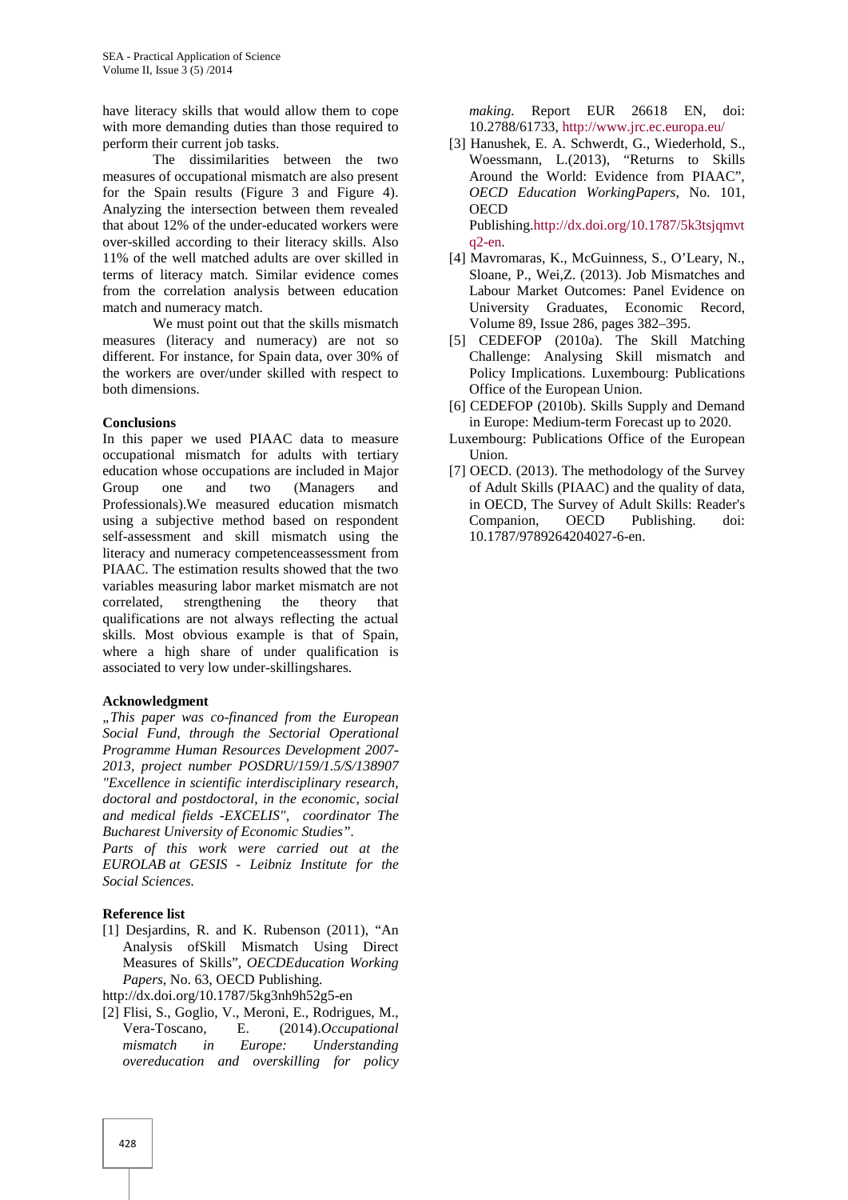have literacy skills that would allow them to cope with more demanding duties than those required to perform their current job tasks.

The dissimilarities between the two measures of occupational mismatch are also present for the Spain results (Figure 3 and Figure 4). Analyzing the intersection between them revealed that about 12% of the under-educated workers were over-skilled according to their literacy skills. Also 11% of the well matched adults are over skilled in terms of literacy match. Similar evidence comes from the correlation analysis between education match and numeracy match.

We must point out that the skills mismatch measures (literacy and numeracy) are not so different. For instance, for Spain data, over 30% of the workers are over/under skilled with respect to both dimensions.

**Conclusions**

In this paper we used PIAAC data to measure occupational mismatch for adults with tertiary education whose occupations are included in Major Group one and two (Managers and Professionals).We measured education mismatch using a subjective method based on respondent self-assessment and skill mismatch using the literacy and numeracy competenceassessment from PIAAC. The estimation results showed that the two variables measuring labor market mismatch are not correlated, strengthening the theory that qualifications are not always reflecting the actual skills. Most obvious example is that of Spain, where a high share of under qualification is associated to very low under-skillingshares.

**Acknowledgment**

*„This paper was co-financed from the European Social Fund, through the Sectorial Operational Programme Human Resources Development 2007-2013, project number POSDRU/159/1.5/S/138907 "Excellence in scientific interdisciplinary research, doctoral and postdoctoral, in the economic, social and medical fields -EXCELIS", coordinator The Bucharest University of Economic Studies".*

*Parts of this work were carried out at the EUROLAB at GESIS - Leibniz Institute for the Social Sciences.*

**Reference list**

[1] Desjardins, R. and K. Rubenson (2011), "An Analysis ofSkill Mismatch Using Direct Measures of Skills", *OECDEducation Working Papers*, No. 63, OECD Publishing. http://dx.doi.org/10.1787/5kg3nh9h52g5-en

[2] Flisi, S., Goglio, V., Meroni, E., Rodrigues, M., Vera-Toscano, E. (2014).*Occupational mismatch in Europe: Understanding overeducation and overskilling for policy making.* Report EUR 26618 EN, doi: 10.2788/61733, http://www.jrc.ec.europa.eu/

[3] Hanushek, E. A. Schwerdt, G., Wiederhold, S., Woessmann, L.(2013), "Returns to Skills Around the World: Evidence from PIAAC", *OECD Education WorkingPapers*, No. 101, OECD Publishing.http://dx.doi.org/10.1787/5k3tsjqmvtq2-en.

[4] Mavromaras, K., McGuinness, S., O'Leary, N., Sloane, P., Wei,Z. (2013). Job Mismatches and Labour Market Outcomes: Panel Evidence on University Graduates, Economic Record, Volume 89, Issue 286, pages 382–395.

[5] CEDEFOP (2010a). The Skill Matching Challenge: Analysing Skill mismatch and Policy Implications. Luxembourg: Publications Office of the European Union.

[6] CEDEFOP (2010b). Skills Supply and Demand in Europe: Medium-term Forecast up to 2020. Luxembourg: Publications Office of the European Union.

[7] OECD. (2013). The methodology of the Survey of Adult Skills (PIAAC) and the quality of data, in OECD, The Survey of Adult Skills: Reader's Companion, OECD Publishing. doi: 10.1787/9789264204027-6-en.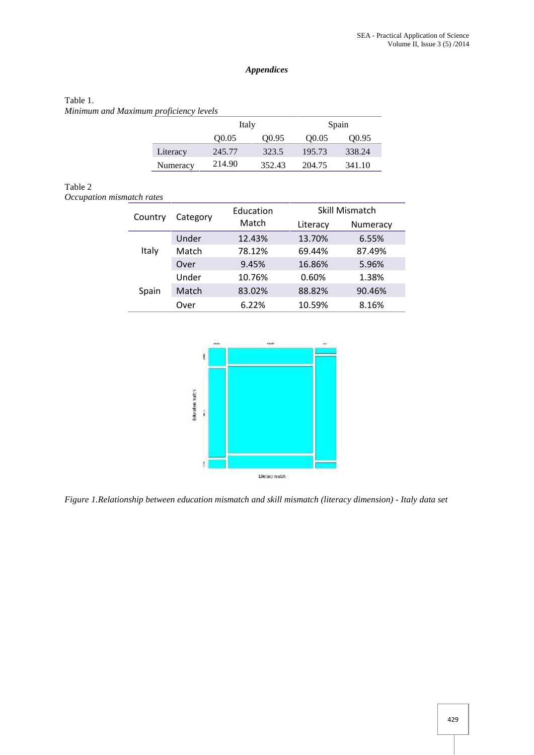# *Appendices*

Table 1.
*Minimum and Maximum proficiency levels*

| | Italy | | Spain | |
|---|---|---|---|---|
| | Q0.05 | Q0.95 | Q0.05 | Q0.95 |
| Literacy | 245.77 | 323.5 | 195.73 | 338.24 |
| Numeracy | 214.90 | 352.43 | 204.75 | 341.10 |

Table 2
*Occupation mismatch rates*

| Country | Category | Education Match | Skill Mismatch | |
|---|---|---|---|---|
| | | | Literacy | Numeracy |
| Italy | Under | 12.43% | 13.70% | 6.55% |
| | Match | 78.12% | 69.44% | 87.49% |
| | Over | 9.45% | 16.86% | 5.96% |
| Spain | Under | 10.76% | 0.60% | 1.38% |
| | Match | 83.02% | 88.82% | 90.46% |
| | Over | 6.22% | 10.59% | 8.16% |

Education match

Literacy match

*Figure 1.Relationship between education mismatch and skill mismatch (literacy dimension) - Italy data set*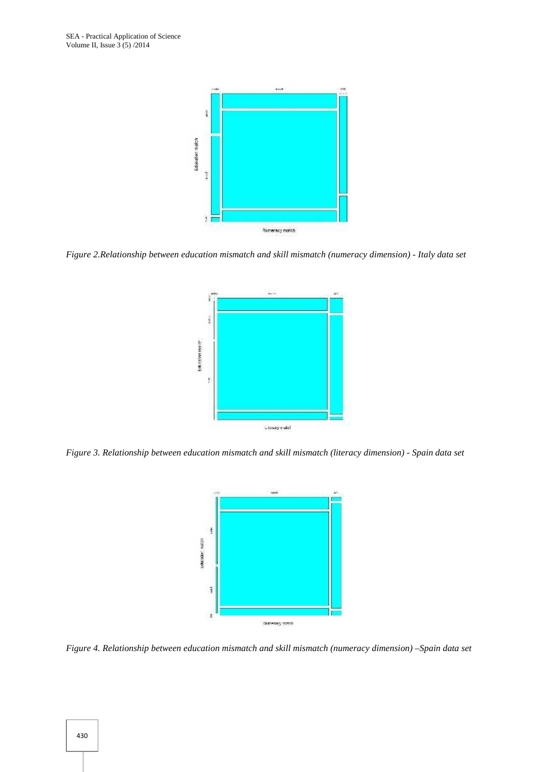Education match

Numeracy match

*Figure 2.Relationship between education mismatch and skill mismatch (numeracy dimension) - Italy data set*

Education match

Literacy match

*Figure 3. Relationship between education mismatch and skill mismatch (literacy dimension) - Spain data set*

education match

Numeracy match

*Figure 4. Relationship between education mismatch and skill mismatch (numeracy dimension) –Spain data set*